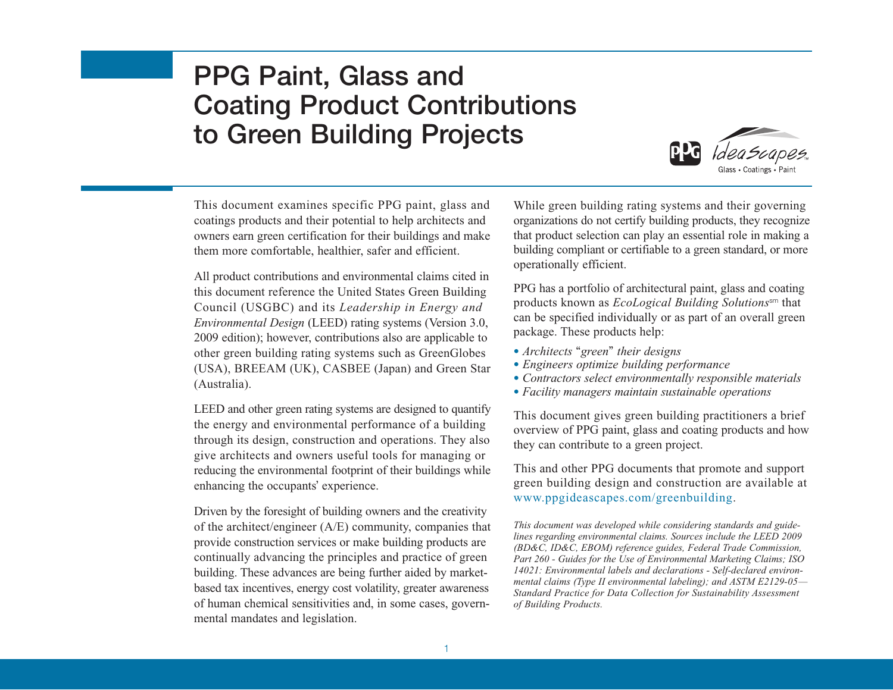# PPG Paint, Glass and Coating Product Contributions to Green Building Projects

PPG IdeaScapes™ Glass • Coatings • Paint

This document examines specific PPG paint, glass and coatings products and their potential to help architects and owners earn green certification for their buildings and make them more comfortable, healthier, safer and efficient.

All product contributions and environmental claims cited in this document reference the United States Green Building Council (USGBC) and its *Leadership in Energy and Environmental Design* (LEED) rating systems (Version 3.0, 2009 edition); however, contributions also are applicable to other green building rating systems such as GreenGlobes (USA), BREEAM (UK), CASBEE (Japan) and Green Star (Australia).

LEED and other green rating systems are designed to quantify the energy and environmental performance of a building through its design, construction and operations. They also give architects and owners useful tools for managing or reducing the environmental footprint of their buildings while enhancing the occupants' experience.

Driven by the foresight of building owners and the creativity of the architect/engineer (A/E) community, companies that provide construction services or make building products are continually advancing the principles and practice of green building. These advances are being further aided by market-based tax incentives, energy cost volatility, greater awareness of human chemical sensitivities and, in some cases, governmental mandates and legislation.

While green building rating systems and their governing organizations do not certify building products, they recognize that product selection can play an essential role in making a building compliant or certifiable to a green standard, or more operationally efficient.

PPG has a portfolio of architectural paint, glass and coating products known as *EcoLogical Building Solutions*[sm] that can be specified individually or as part of an overall green package. These products help:

- *Architects "green" their designs*
- *Engineers optimize building performance*
- *Contractors select environmentally responsible materials*
- *Facility managers maintain sustainable operations*

This document gives green building practitioners a brief overview of PPG paint, glass and coating products and how they can contribute to a green project.

This and other PPG documents that promote and support green building design and construction are available at www.ppgideascapes.com/greenbuilding.

*This document was developed while considering standards and guidelines regarding environmental claims. Sources include the LEED 2009 (BD&C, ID&C, EBOM) reference guides, Federal Trade Commission, Part 260 - Guides for the Use of Environmental Marketing Claims; ISO 14021: Environmental labels and declarations - Self-declared environmental claims (Type II environmental labeling); and ASTM E2129-05—Standard Practice for Data Collection for Sustainability Assessment of Building Products.*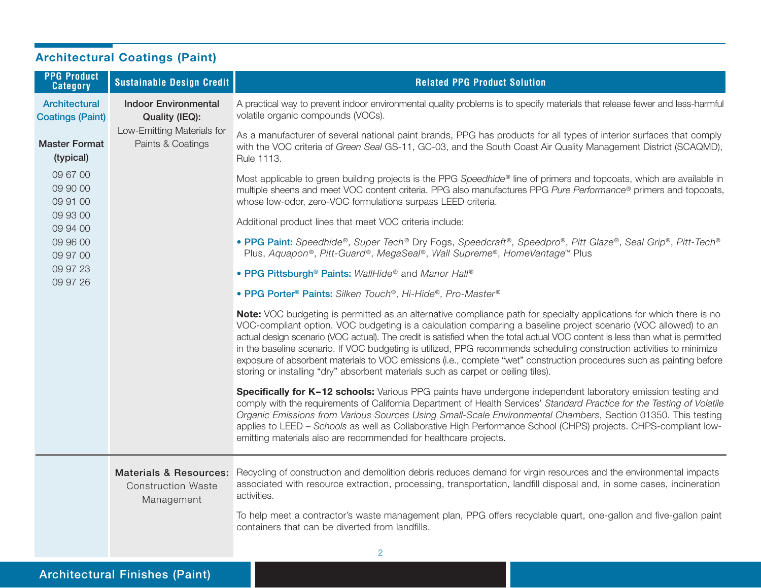## Architectural Coatings (Paint)

| PPG Product Category | Sustainable Design Credit | Related PPG Product Solution |
|---|---|---|
| Architectural Coatings (Paint)<br><br>**Master Format (typical)**<br>09 67 00<br>09 90 00<br>09 91 00<br>09 93 00<br>09 94 00<br>09 96 00<br>09 97 00<br>09 97 23<br>09 97 26 | **Indoor Environmental Quality (IEQ):** Low-Emitting Materials for Paints & Coatings | A practical way to prevent indoor environmental quality problems is to specify materials that release fewer and less-harmful volatile organic compounds (VOCs).<br><br>As a manufacturer of several national paint brands, PPG has products for all types of interior surfaces that comply with the VOC criteria of *Green Seal* GS-11, GC-03, and the South Coast Air Quality Management District (SCAQMD), Rule 1113.<br><br>Most applicable to green building projects is the PPG *Speedhide*® line of primers and topcoats, which are available in multiple sheens and meet VOC content criteria. PPG also manufactures PPG *Pure Performance*® primers and topcoats, whose low-odor, zero-VOC formulations surpass LEED criteria.<br><br>Additional product lines that meet VOC criteria include:<br><br>• **PPG Paint:** *Speedhide*®, *Super Tech*® Dry Fogs, *Speedcraft*®, *Speedpro*®, *Pitt Glaze*®, *Seal Grip*®, *Pitt-Tech*® Plus, *Aquapon*®, *Pitt-Guard*®, *MegaSeal*®, *Wall Supreme*®, *HomeVantage*™ Plus<br><br>• **PPG Pittsburgh® Paints:** *WallHide*® and *Manor Hall*®<br><br>• **PPG Porter® Paints:** *Silken Touch*®, *Hi-Hide*®, *Pro-Master*®<br><br>**Note:** VOC budgeting is permitted as an alternative compliance path for specialty applications for which there is no VOC-compliant option. VOC budgeting is a calculation comparing a baseline project scenario (VOC allowed) to an actual design scenario (VOC actual). The credit is satisfied when the total actual VOC content is less than what is permitted in the baseline scenario. If VOC budgeting is utilized, PPG recommends scheduling construction activities to minimize exposure of absorbent materials to VOC emissions (i.e., complete "wet" construction procedures such as painting before storing or installing "dry" absorbent materials such as carpet or ceiling tiles).<br><br>**Specifically for K–12 schools:** Various PPG paints have undergone independent laboratory emission testing and comply with the requirements of California Department of Health Services' *Standard Practice for the Testing of Volatile Organic Emissions from Various Sources Using Small-Scale Environmental Chambers*, Section 01350. This testing applies to LEED – *Schools* as well as Collaborative High Performance School (CHPS) projects. CHPS-compliant low-emitting materials also are recommended for healthcare projects. |
| | **Materials & Resources:** Construction Waste Management | Recycling of construction and demolition debris reduces demand for virgin resources and the environmental impacts associated with resource extraction, processing, transportation, landfill disposal and, in some cases, incineration activities.<br><br>To help meet a contractor's waste management plan, PPG offers recyclable quart, one-gallon and five-gallon paint containers that can be diverted from landfills. |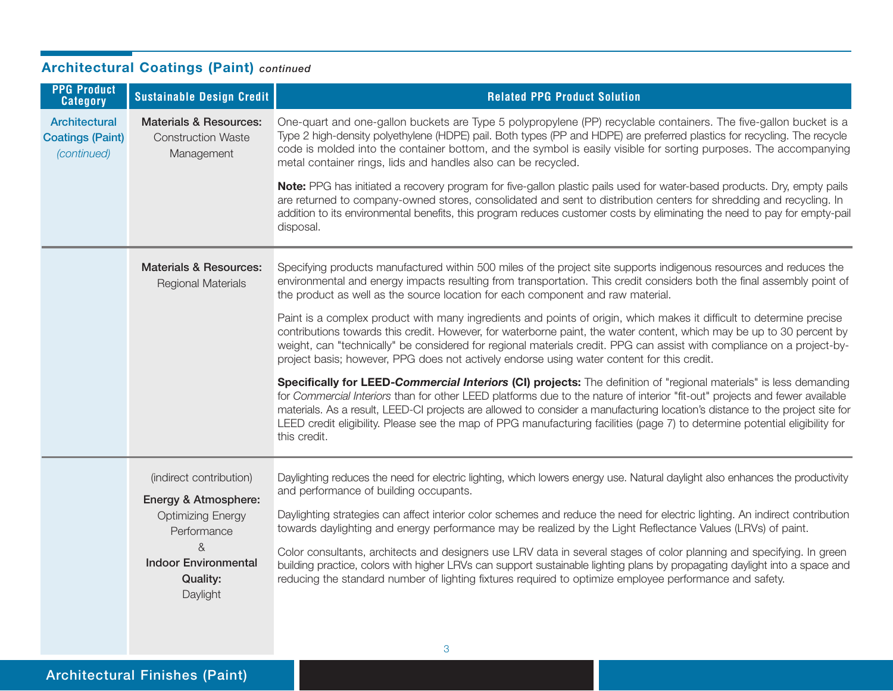## Architectural Coatings (Paint) *continued*

| PPG Product Category | Sustainable Design Credit | Related PPG Product Solution |
|---|---|---|
| Architectural Coatings (Paint) *(continued)* | **Materials & Resources:** Construction Waste Management | One-quart and one-gallon buckets are Type 5 polypropylene (PP) recyclable containers. The five-gallon bucket is a Type 2 high-density polyethylene (HDPE) pail. Both types (PP and HDPE) are preferred plastics for recycling. The recycle code is molded into the container bottom, and the symbol is easily visible for sorting purposes. The accompanying metal container rings, lids and handles also can be recycled.<br><br>**Note:** PPG has initiated a recovery program for five-gallon plastic pails used for water-based products. Dry, empty pails are returned to company-owned stores, consolidated and sent to distribution centers for shredding and recycling. In addition to its environmental benefits, this program reduces customer costs by eliminating the need to pay for empty-pail disposal. |
| | **Materials & Resources:** Regional Materials | Specifying products manufactured within 500 miles of the project site supports indigenous resources and reduces the environmental and energy impacts resulting from transportation. This credit considers both the final assembly point of the product as well as the source location for each component and raw material.<br><br>Paint is a complex product with many ingredients and points of origin, which makes it difficult to determine precise contributions towards this credit. However, for waterborne paint, the water content, which may be up to 30 percent by weight, can "technically" be considered for regional materials credit. PPG can assist with compliance on a project-by-project basis; however, PPG does not actively endorse using water content for this credit.<br><br>**Specifically for LEED-*Commercial Interiors* (CI) projects:** The definition of "regional materials" is less demanding for *Commercial Interiors* than for other LEED platforms due to the nature of interior "fit-out" projects and fewer available materials. As a result, LEED-CI projects are allowed to consider a manufacturing location's distance to the project site for LEED credit eligibility. Please see the map of PPG manufacturing facilities (page 7) to determine potential eligibility for this credit. |
| | (indirect contribution)<br>**Energy & Atmosphere:** Optimizing Energy Performance<br>&<br>**Indoor Environmental Quality:** Daylight | Daylighting reduces the need for electric lighting, which lowers energy use. Natural daylight also enhances the productivity and performance of building occupants.<br><br>Daylighting strategies can affect interior color schemes and reduce the need for electric lighting. An indirect contribution towards daylighting and energy performance may be realized by the Light Reflectance Values (LRVs) of paint.<br><br>Color consultants, architects and designers use LRV data in several stages of color planning and specifying. In green building practice, colors with higher LRVs can support sustainable lighting plans by propagating daylight into a space and reducing the standard number of lighting fixtures required to optimize employee performance and safety. |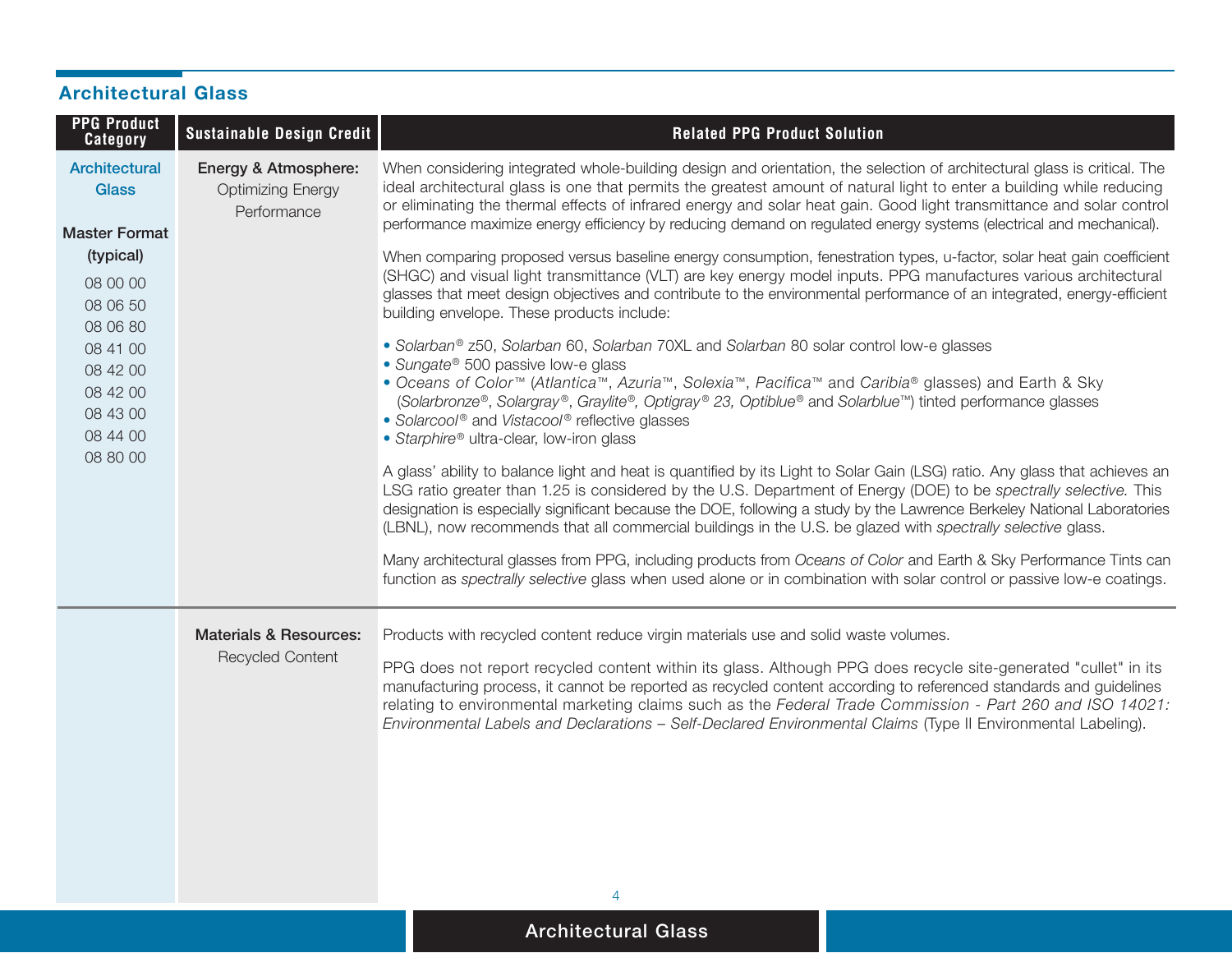## Architectural Glass

| PPG Product Category | Sustainable Design Credit | Related PPG Product Solution |
|---|---|---|
| Architectural Glass<br><br>**Master Format (typical)**<br>08 00 00<br>08 06 50<br>08 06 80<br>08 41 00<br>08 42 00<br>08 42 00<br>08 43 00<br>08 44 00<br>08 80 00 | **Energy & Atmosphere:** Optimizing Energy Performance | When considering integrated whole-building design and orientation, the selection of architectural glass is critical. The ideal architectural glass is one that permits the greatest amount of natural light to enter a building while reducing or eliminating the thermal effects of infrared energy and solar heat gain. Good light transmittance and solar control performance maximize energy efficiency by reducing demand on regulated energy systems (electrical and mechanical).<br><br>When comparing proposed versus baseline energy consumption, fenestration types, u-factor, solar heat gain coefficient (SHGC) and visual light transmittance (VLT) are key energy model inputs. PPG manufactures various architectural glasses that meet design objectives and contribute to the environmental performance of an integrated, energy-efficient building envelope. These products include:<br><br>• *Solarban*® z50, *Solarban* 60, *Solarban* 70XL and *Solarban* 80 solar control low-e glasses<br>• *Sungate*® 500 passive low-e glass<br>• *Oceans of Color*™ (*Atlantica*™, *Azuria*™, *Solexia*™, *Pacifica*™ and *Caribia*® glasses) and Earth & Sky (*Solarbronze*®, *Solargray*®, *Graylite*®, *Optigray*® *23, Optiblue*® and *Solarblue*™) tinted performance glasses<br>• *Solarcool*® and *Vistacool*® reflective glasses<br>• *Starphire*® ultra-clear, low-iron glass<br><br>A glass' ability to balance light and heat is quantified by its Light to Solar Gain (LSG) ratio. Any glass that achieves an LSG ratio greater than 1.25 is considered by the U.S. Department of Energy (DOE) to be *spectrally selective.* This designation is especially significant because the DOE, following a study by the Lawrence Berkeley National Laboratories (LBNL), now recommends that all commercial buildings in the U.S. be glazed with *spectrally selective* glass.<br><br>Many architectural glasses from PPG, including products from *Oceans of Color* and Earth & Sky Performance Tints can function as *spectrally selective* glass when used alone or in combination with solar control or passive low-e coatings. |
| | **Materials & Resources:** Recycled Content | Products with recycled content reduce virgin materials use and solid waste volumes.<br><br>PPG does not report recycled content within its glass. Although PPG does recycle site-generated "cullet" in its manufacturing process, it cannot be reported as recycled content according to referenced standards and guidelines relating to environmental marketing claims such as the *Federal Trade Commission - Part 260 and ISO 14021: Environmental Labels and Declarations – Self-Declared Environmental Claims* (Type II Environmental Labeling). |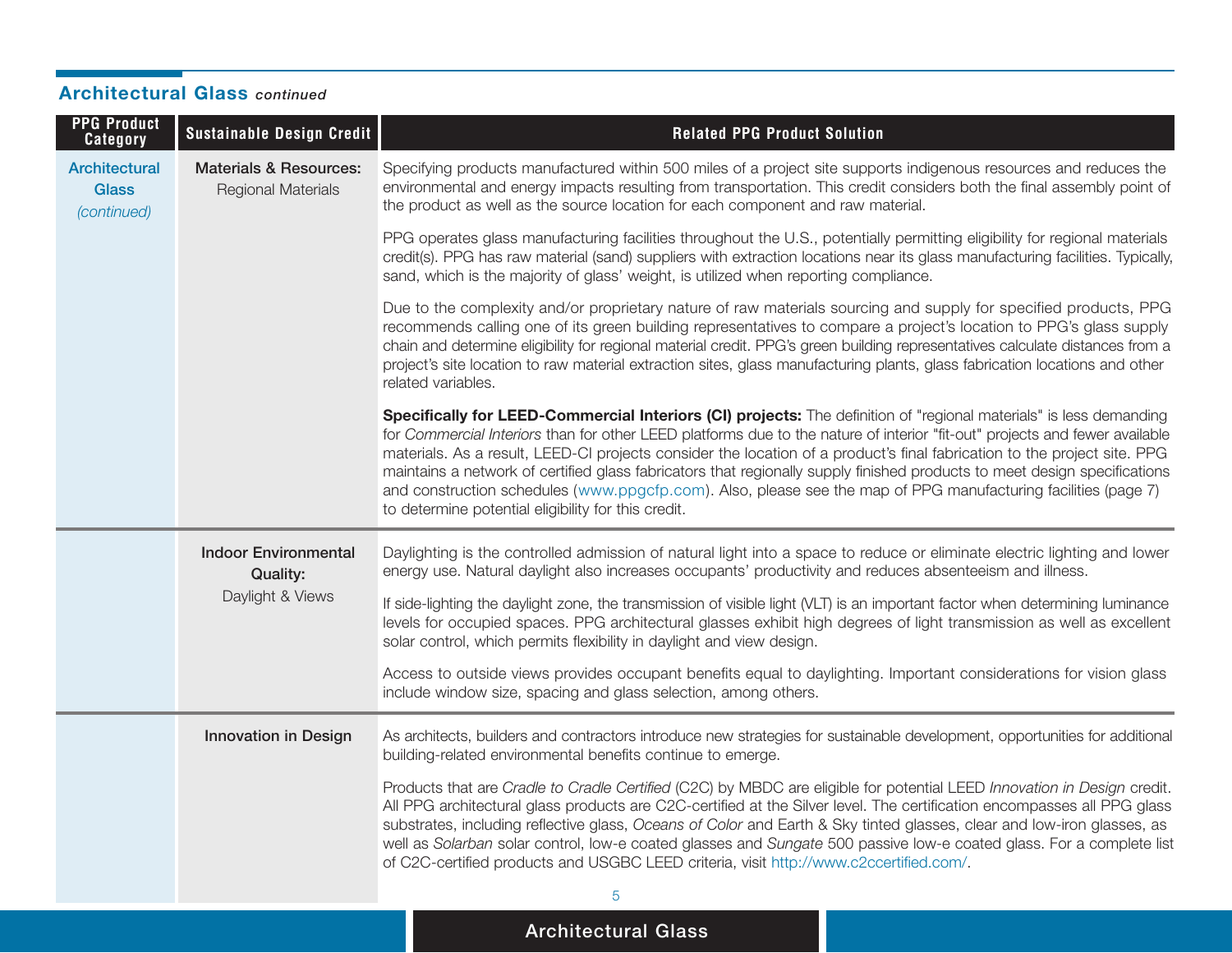## Architectural Glass *continued*

| PPG Product Category | Sustainable Design Credit | Related PPG Product Solution |
|---|---|---|
| Architectural Glass *(continued)* | **Materials & Resources:** Regional Materials | Specifying products manufactured within 500 miles of a project site supports indigenous resources and reduces the environmental and energy impacts resulting from transportation. This credit considers both the final assembly point of the product as well as the source location for each component and raw material.<br><br>PPG operates glass manufacturing facilities throughout the U.S., potentially permitting eligibility for regional materials credit(s). PPG has raw material (sand) suppliers with extraction locations near its glass manufacturing facilities. Typically, sand, which is the majority of glass' weight, is utilized when reporting compliance.<br><br>Due to the complexity and/or proprietary nature of raw materials sourcing and supply for specified products, PPG recommends calling one of its green building representatives to compare a project's location to PPG's glass supply chain and determine eligibility for regional material credit. PPG's green building representatives calculate distances from a project's site location to raw material extraction sites, glass manufacturing plants, glass fabrication locations and other related variables.<br><br>**Specifically for LEED-Commercial Interiors (CI) projects:** The definition of "regional materials" is less demanding for *Commercial Interiors* than for other LEED platforms due to the nature of interior "fit-out" projects and fewer available materials. As a result, LEED-CI projects consider the location of a product's final fabrication to the project site. PPG maintains a network of certified glass fabricators that regionally supply finished products to meet design specifications and construction schedules (www.ppgcfp.com). Also, please see the map of PPG manufacturing facilities (page 7) to determine potential eligibility for this credit. |
| | **Indoor Environmental Quality:** Daylight & Views | Daylighting is the controlled admission of natural light into a space to reduce or eliminate electric lighting and lower energy use. Natural daylight also increases occupants' productivity and reduces absenteeism and illness.<br><br>If side-lighting the daylight zone, the transmission of visible light (VLT) is an important factor when determining luminance levels for occupied spaces. PPG architectural glasses exhibit high degrees of light transmission as well as excellent solar control, which permits flexibility in daylight and view design.<br><br>Access to outside views provides occupant benefits equal to daylighting. Important considerations for vision glass include window size, spacing and glass selection, among others. |
| | **Innovation in Design** | As architects, builders and contractors introduce new strategies for sustainable development, opportunities for additional building-related environmental benefits continue to emerge.<br><br>Products that are *Cradle to Cradle Certified* (C2C) by MBDC are eligible for potential LEED *Innovation in Design* credit. All PPG architectural glass products are C2C-certified at the Silver level. The certification encompasses all PPG glass substrates, including reflective glass, *Oceans of Color* and Earth & Sky tinted glasses, clear and low-iron glasses, as well as *Solarban* solar control, low-e coated glasses and *Sungate* 500 passive low-e coated glass. For a complete list of C2C-certified products and USGBC LEED criteria, visit http://www.c2ccertified.com/. |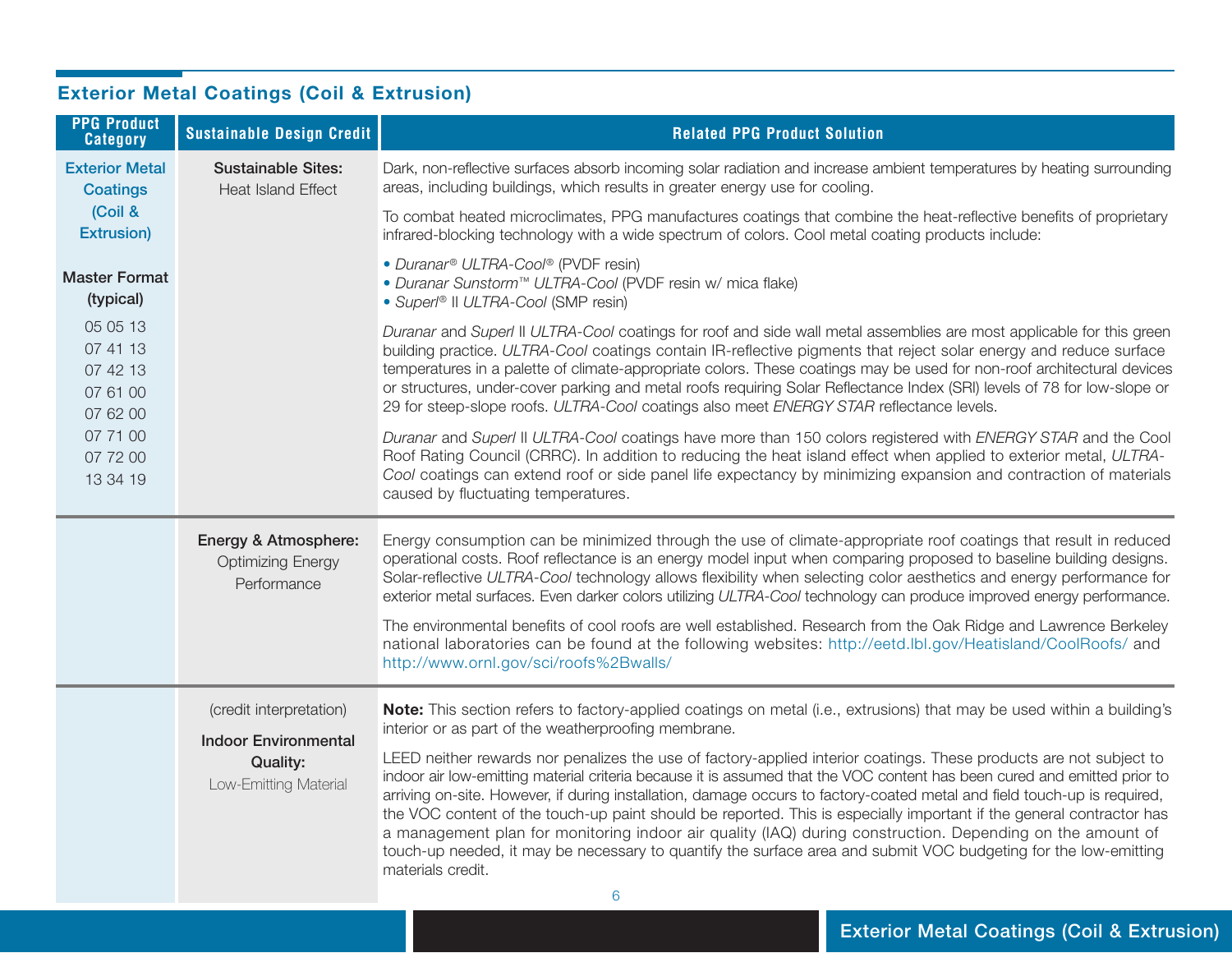## Exterior Metal Coatings (Coil & Extrusion)

| PPG Product Category | Sustainable Design Credit | Related PPG Product Solution |
|---|---|---|
| Exterior Metal Coatings (Coil & Extrusion)<br><br>**Master Format (typical)**<br>05 05 13<br>07 41 13<br>07 42 13<br>07 61 00<br>07 62 00<br>07 71 00<br>07 72 00<br>13 34 19 | **Sustainable Sites:** Heat Island Effect | Dark, non-reflective surfaces absorb incoming solar radiation and increase ambient temperatures by heating surrounding areas, including buildings, which results in greater energy use for cooling.<br><br>To combat heated microclimates, PPG manufactures coatings that combine the heat-reflective benefits of proprietary infrared-blocking technology with a wide spectrum of colors. Cool metal coating products include:<br><br>• *Duranar® ULTRA-Cool®* (PVDF resin)<br>• *Duranar Sunstorm™ ULTRA-Cool* (PVDF resin w/ mica flake)<br>• *Superl®* II *ULTRA-Cool* (SMP resin)<br><br>*Duranar* and *Superl* II *ULTRA-Cool* coatings for roof and side wall metal assemblies are most applicable for this green building practice. *ULTRA-Cool* coatings contain IR-reflective pigments that reject solar energy and reduce surface temperatures in a palette of climate-appropriate colors. These coatings may be used for non-roof architectural devices or structures, under-cover parking and metal roofs requiring Solar Reflectance Index (SRI) levels of 78 for low-slope or 29 for steep-slope roofs. *ULTRA-Cool* coatings also meet *ENERGY STAR* reflectance levels.<br><br>*Duranar* and *Superl* II *ULTRA-Cool* coatings have more than 150 colors registered with *ENERGY STAR* and the Cool Roof Rating Council (CRRC). In addition to reducing the heat island effect when applied to exterior metal, *ULTRA-Cool* coatings can extend roof or side panel life expectancy by minimizing expansion and contraction of materials caused by fluctuating temperatures. |
| | **Energy & Atmosphere:** Optimizing Energy Performance | Energy consumption can be minimized through the use of climate-appropriate roof coatings that result in reduced operational costs. Roof reflectance is an energy model input when comparing proposed to baseline building designs. Solar-reflective *ULTRA-Cool* technology allows flexibility when selecting color aesthetics and energy performance for exterior metal surfaces. Even darker colors utilizing *ULTRA-Cool* technology can produce improved energy performance.<br><br>The environmental benefits of cool roofs are well established. Research from the Oak Ridge and Lawrence Berkeley national laboratories can be found at the following websites: http://eetd.lbl.gov/Heatisland/CoolRoofs/ and http://www.ornl.gov/sci/roofs%2Bwalls/ |
| | (credit interpretation)<br>**Indoor Environmental Quality:** Low-Emitting Material | **Note:** This section refers to factory-applied coatings on metal (i.e., extrusions) that may be used within a building's interior or as part of the weatherproofing membrane.<br><br>LEED neither rewards nor penalizes the use of factory-applied interior coatings. These products are not subject to indoor air low-emitting material criteria because it is assumed that the VOC content has been cured and emitted prior to arriving on-site. However, if during installation, damage occurs to factory-coated metal and field touch-up is required, the VOC content of the touch-up paint should be reported. This is especially important if the general contractor has a management plan for monitoring indoor air quality (IAQ) during construction. Depending on the amount of touch-up needed, it may be necessary to quantify the surface area and submit VOC budgeting for the low-emitting materials credit. |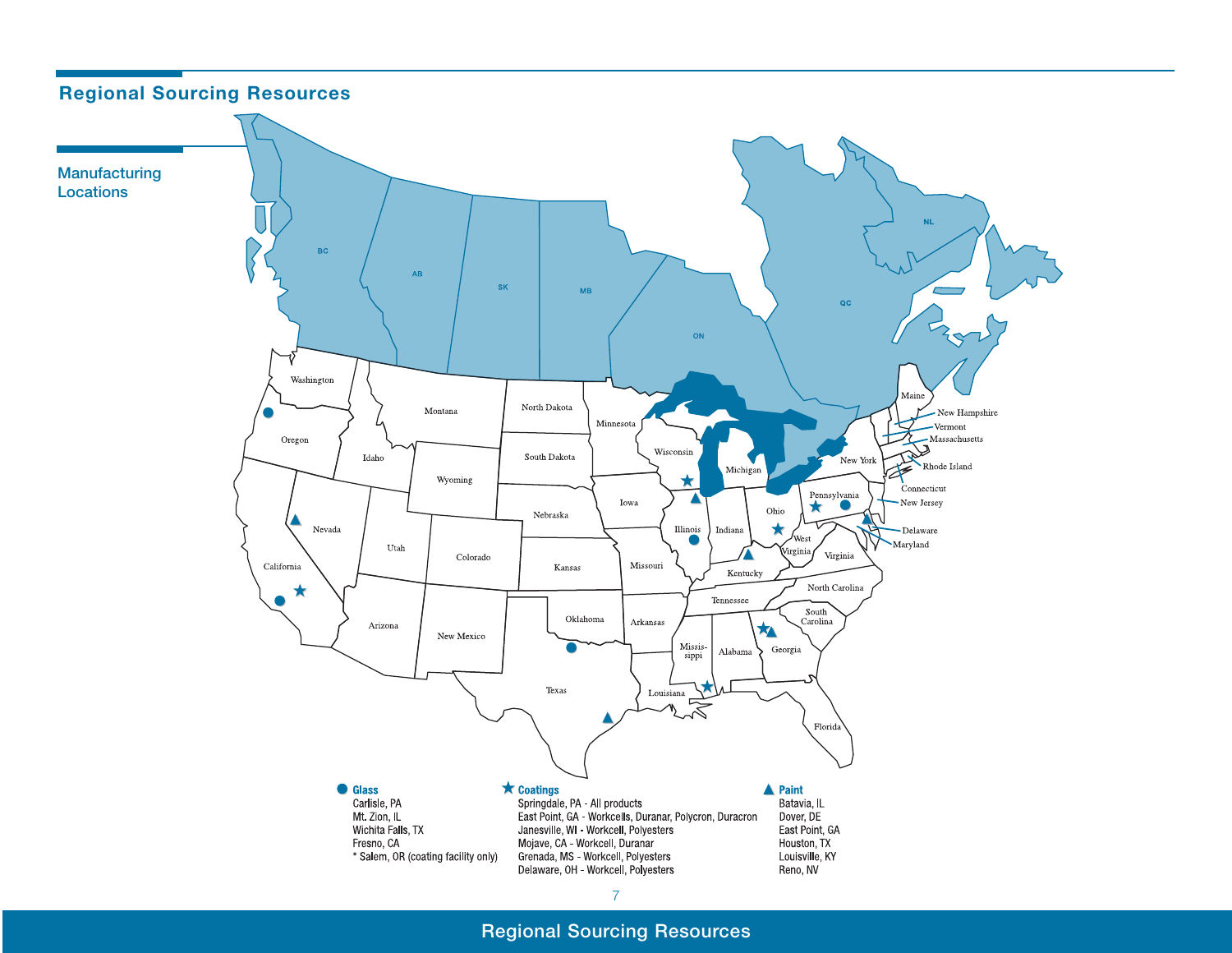## Regional Sourcing Resources

### Manufacturing Locations

**● Glass**
- Carlisle, PA
- Mt. Zion, IL
- Wichita Falls, TX
- Fresno, CA
- * Salem, OR (coating facility only)

**★ Coatings**
- Springdale, PA - All products
- East Point, GA - Workcells, Duranar, Polycron, Duracron
- Janesville, WI - Workcell, Polyesters
- Mojave, CA - Workcell, Duranar
- Grenada, MS - Workcell, Polyesters
- Delaware, OH - Workcell, Polyesters

**▲ Paint**
- Batavia, IL
- Dover, DE
- East Point, GA
- Houston, TX
- Louisville, KY
- Reno, NV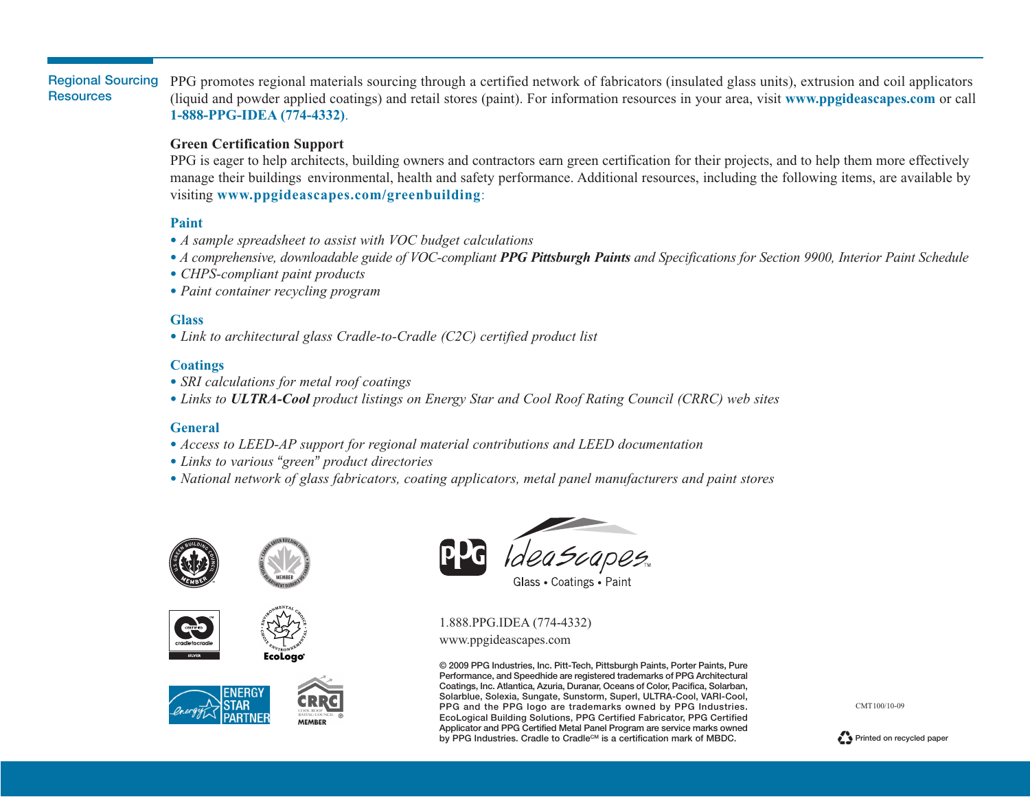## Regional Sourcing Resources

PPG promotes regional materials sourcing through a certified network of fabricators (insulated glass units), extrusion and coil applicators (liquid and powder applied coatings) and retail stores (paint). For information resources in your area, visit **www.ppgideascapes.com** or call **1-888-PPG-IDEA (774-4332)**.

**Green Certification Support**

PPG is eager to help architects, building owners and contractors earn green certification for their projects, and to help them more effectively manage their buildings environmental, health and safety performance. Additional resources, including the following items, are available by visiting **www.ppgideascapes.com/greenbuilding**:

### Paint

- *A sample spreadsheet to assist with VOC budget calculations*
- *A comprehensive, downloadable guide of VOC-compliant* ***PPG Pittsburgh Paints*** *and Specifications for Section 9900, Interior Paint Schedule*
- *CHPS-compliant paint products*
- *Paint container recycling program*

### Glass

- *Link to architectural glass Cradle-to-Cradle (C2C) certified product list*

### Coatings

- *SRI calculations for metal roof coatings*
- *Links to* ***ULTRA-Cool*** *product listings on Energy Star and Cool Roof Rating Council (CRRC) web sites*

### General

- *Access to LEED-AP support for regional material contributions and LEED documentation*
- *Links to various "green" product directories*
- *National network of glass fabricators, coating applicators, metal panel manufacturers and paint stores*

PPG IdeaScapes™

Glass • Coatings • Paint

1.888.PPG.IDEA (774-4332)

www.ppgideascapes.com

© 2009 PPG Industries, Inc. Pitt-Tech, Pittsburgh Paints, Porter Paints, Pure Performance, and Speedhide are registered trademarks of PPG Architectural Coatings, Inc. Atlantica, Azuria, Duranar, Oceans of Color, Pacifica, Solarban, Solarblue, Solexia, Sungate, Sunstorm, Superl, ULTRA-Cool, VARI-Cool, PPG and the PPG logo are trademarks owned by PPG Industries. EcoLogical Building Solutions, PPG Certified Fabricator, PPG Certified Applicator and PPG Certified Metal Panel Program are service marks owned by PPG Industries. Cradle to Cradle[CM] is a certification mark of MBDC.

CMT100/10-09

Printed on recycled paper